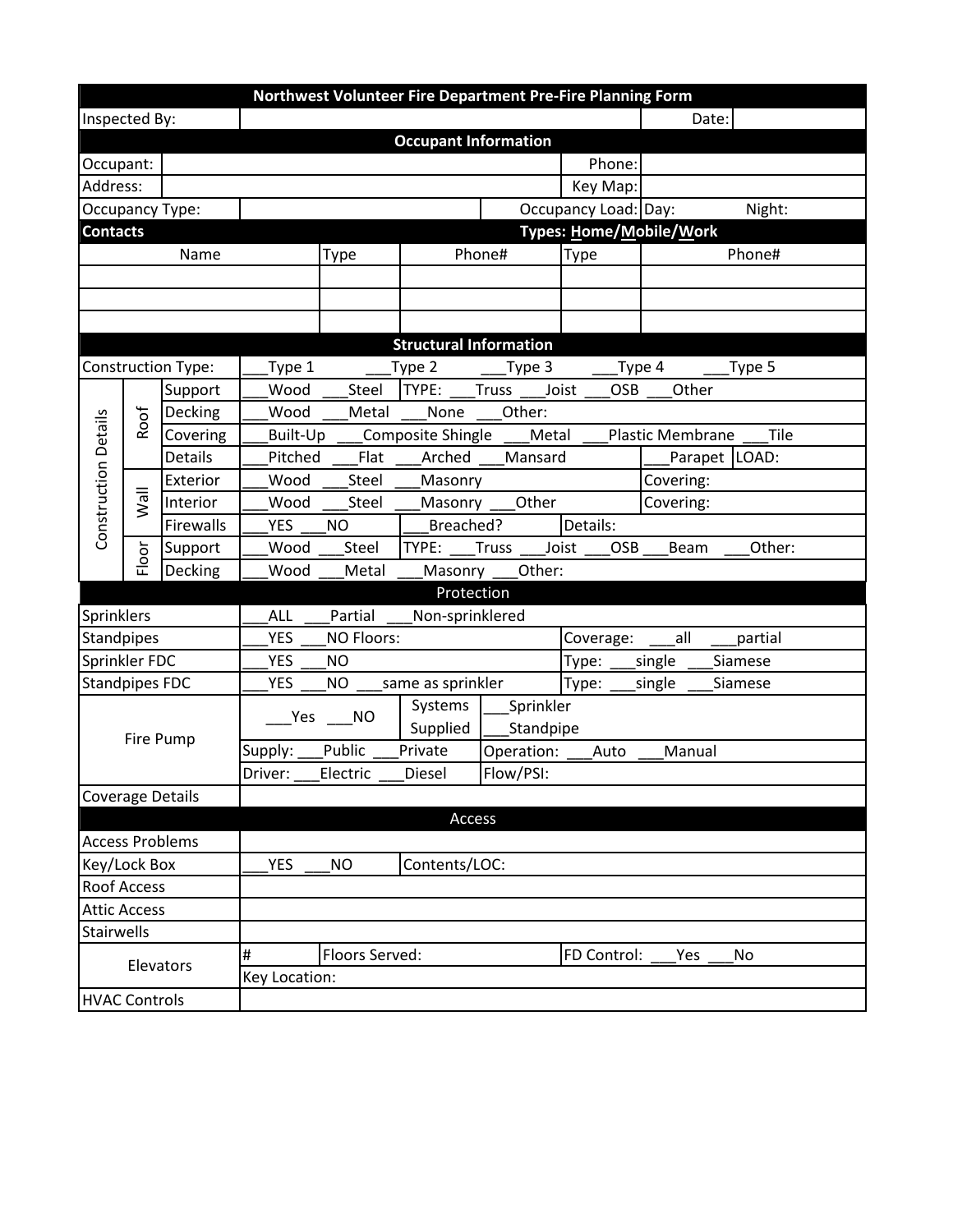# Northwest Volunteer Fire Department Pre-Fire Planning Form

| Inspected By: | | Date: | |
|---|---|---|---|

## Occupant Information

| Occupant: | | Phone: | |
|---|---|---|---|
| Address: | | Key Map: | |
| Occupancy Type: | | Occupancy Load: | Day: Night: |

## Contacts — Types: Home/Mobile/Work

| Name | Type | Phone# | Type | Phone# |
|---|---|---|---|---|
| | | | | |
| | | | | |
| | | | | |

## Structural Information

| | | | | | |
|---|---|---|---|---|---|
| Construction Type: | | | ___Type 1 ___Type 2 ___Type 3 ___Type 4 ___Type 5 | | |
| Construction Details | Roof | Support | ___Wood ___Steel | TYPE: ___Truss ___Joist ___OSB ___Other | |
| | | Decking | ___Wood ___Metal ___None ___Other: | | |
| | | Covering | ___Built-Up ___Composite Shingle ___Metal ___Plastic Membrane ___Tile | | |
| | | Details | ___Pitched ___Flat ___Arched ___Mansard | ___Parapet | LOAD: |
| | Wall | Exterior | ___Wood ___Steel ___Masonry | Covering: | |
| | | Interior | ___Wood ___Steel ___Masonry ___Other | Covering: | |
| | | Firewalls | ___YES ___NO | ___Breached? | Details: |
| | Floor | Support | ___Wood ___Steel | TYPE: ___Truss ___Joist ___OSB ___Beam ___Other: | |
| | | Decking | ___Wood ___Metal ___Masonry ___Other: | | |

## Protection

| | | | |
|---|---|---|---|
| Sprinklers | ___ALL ___Partial ___Non-sprinklered | | |
| Standpipes | ___YES ___NO Floors: | | Coverage: ___all ___partial |
| Sprinkler FDC | ___YES ___NO | | Type: ___single ___Siamese |
| Standpipes FDC | ___YES ___NO ___same as sprinkler | | Type: ___single ___Siamese |
| Fire Pump | ___Yes ___NO | Systems Supplied | ___Sprinkler ___Standpipe |
| | Supply: ___Public ___Private | | Operation: ___Auto ___Manual |
| | Driver: ___Electric ___Diesel | | Flow/PSI: |
| Coverage Details | | | |

## Access

| | | | |
|---|---|---|---|
| Access Problems | | | |
| Key/Lock Box | ___YES ___NO | Contents/LOC: | |
| Roof Access | | | |
| Attic Access | | | |
| Stairwells | | | |
| Elevators | # | Floors Served: | FD Control: ___Yes ___No |
| | Key Location: | | |
| HVAC Controls | | | |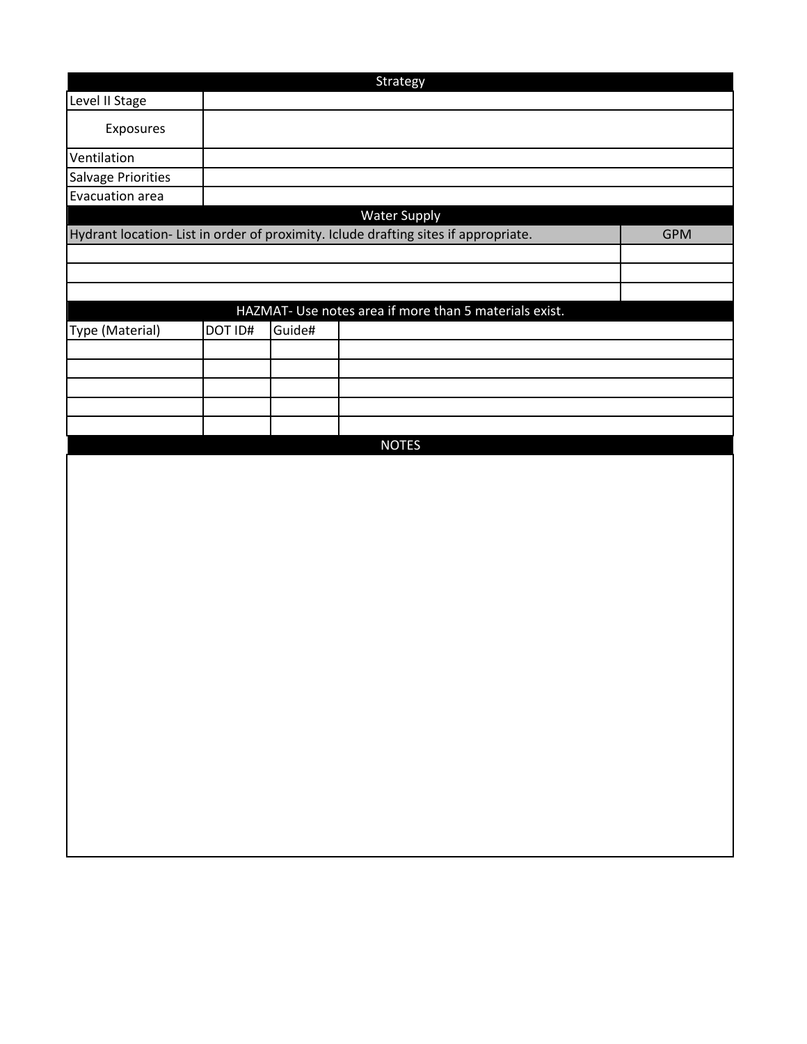## Strategy

| | |
|---|---|
| Level II Stage | |
| Exposures | |
| Ventilation | |
| Salvage Priorities | |
| Evacuation area | |

## Water Supply

| Hydrant location- List in order of proximity. Iclude drafting sites if appropriate. | GPM |
|---|---|
| | |
| | |
| | |

## HAZMAT- Use notes area if more than 5 materials exist.

| Type (Material) | DOT ID# | Guide# | |
|---|---|---|---|
| | | | |
| | | | |
| | | | |
| | | | |
| | | | |

## NOTES